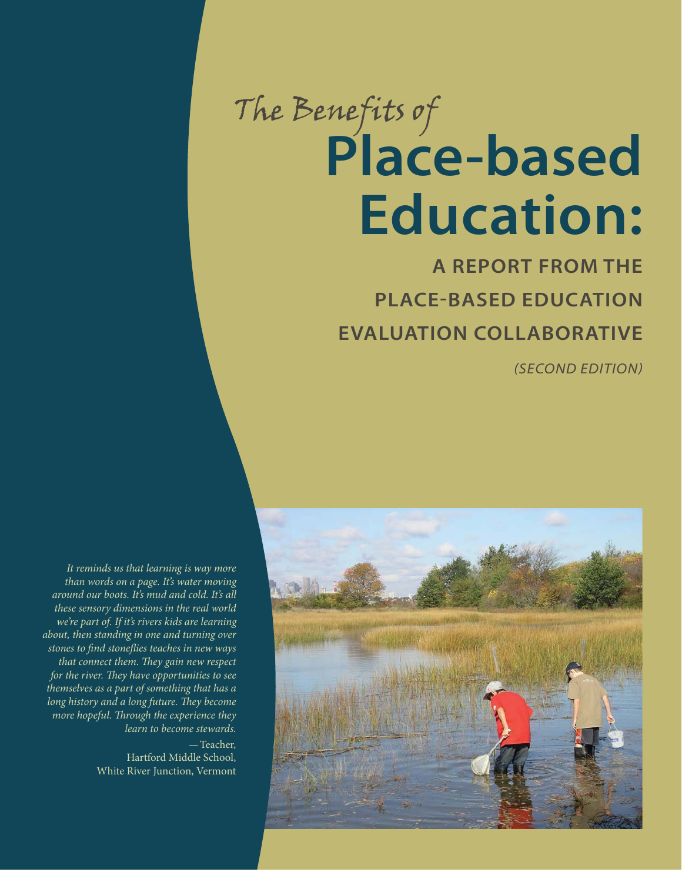# *The Benefits of* Place-based Education:

## A REPORT FROM THE PLACE-BASED EDUCATION EVALUATION COLLABORATIVE

*(SECOND EDITION)*

*It reminds us that learning is way more than words on a page. It's water moving around our boots. It's mud and cold. It's all these sensory dimensions in the real world we're part of. If it's rivers kids are learning about, then standing in one and turning over stones to find stoneflies teaches in new ways that connect them. They gain new respect for the river. They have opportunities to see themselves as a part of something that has a long history and a long future. They become more hopeful. Through the experience they learn to become stewards.*

— Teacher,
Hartford Middle School,
White River Junction, Vermont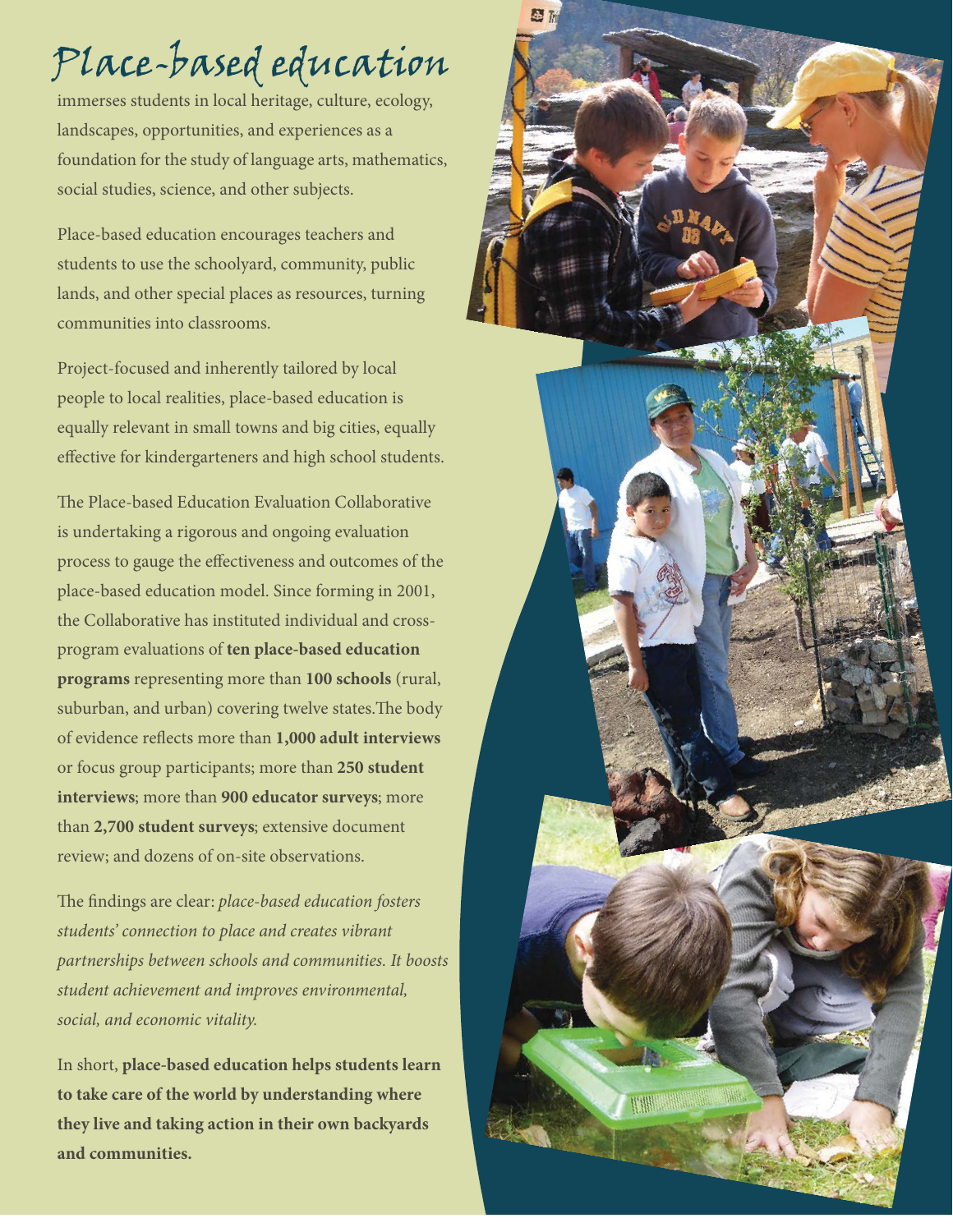# Place-based education

immerses students in local heritage, culture, ecology, landscapes, opportunities, and experiences as a foundation for the study of language arts, mathematics, social studies, science, and other subjects.

Place-based education encourages teachers and students to use the schoolyard, community, public lands, and other special places as resources, turning communities into classrooms.

Project-focused and inherently tailored by local people to local realities, place-based education is equally relevant in small towns and big cities, equally effective for kindergarteners and high school students.

The Place-based Education Evaluation Collaborative is undertaking a rigorous and ongoing evaluation process to gauge the effectiveness and outcomes of the place-based education model. Since forming in 2001, the Collaborative has instituted individual and cross-program evaluations of **ten place-based education programs** representing more than **100 schools** (rural, suburban, and urban) covering twelve states.The body of evidence reflects more than **1,000 adult interviews** or focus group participants; more than **250 student interviews**; more than **900 educator surveys**; more than **2,700 student surveys**; extensive document review; and dozens of on-site observations.

The findings are clear: *place-based education fosters students' connection to place and creates vibrant partnerships between schools and communities. It boosts student achievement and improves environmental, social, and economic vitality.*

In short, **place-based education helps students learn to take care of the world by understanding where they live and taking action in their own backyards and communities.**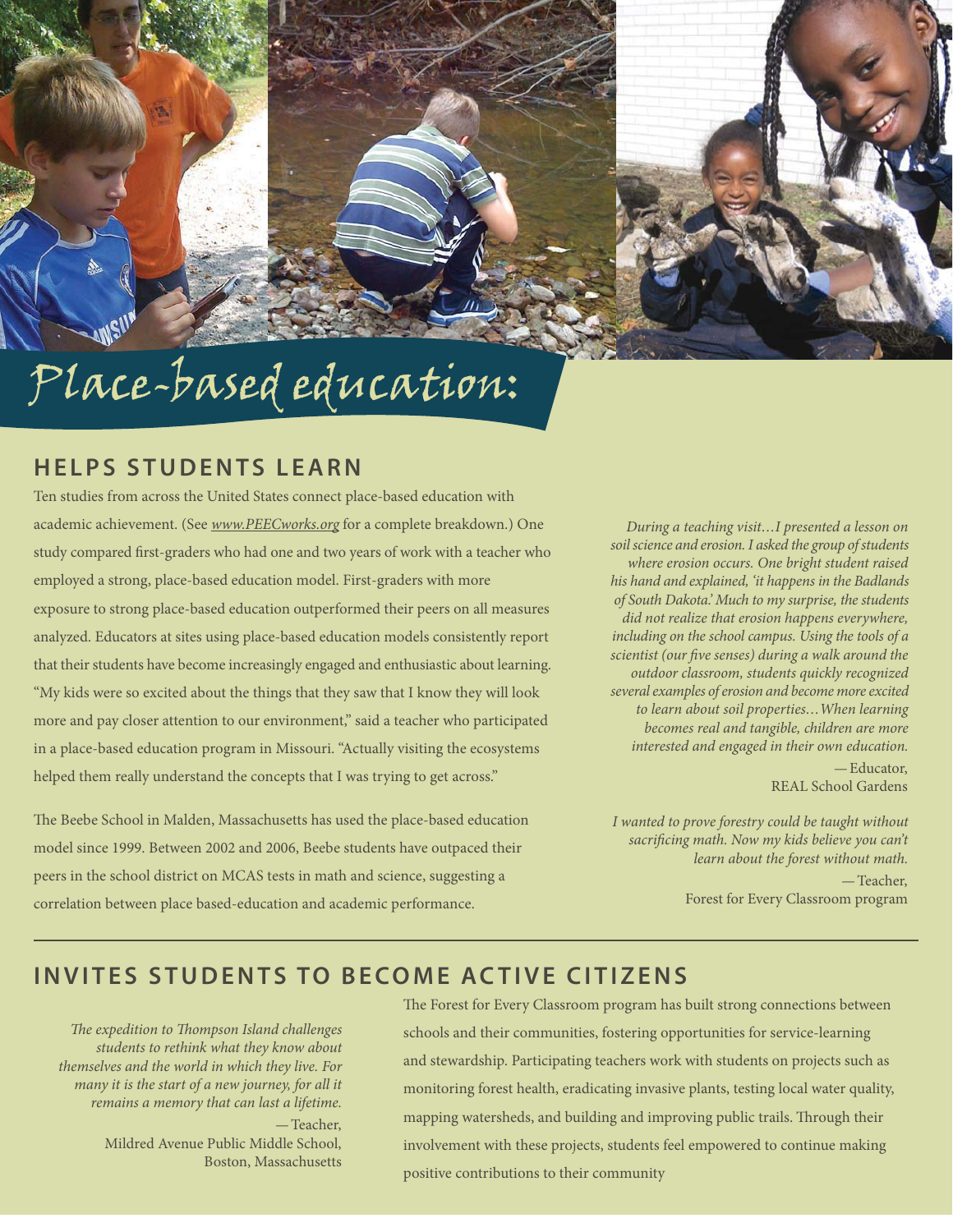# Place-based education:

## HELPS STUDENTS LEARN

Ten studies from across the United States connect place-based education with academic achievement. (See *www.PEECworks.org* for a complete breakdown.) One study compared first-graders who had one and two years of work with a teacher who employed a strong, place-based education model. First-graders with more exposure to strong place-based education outperformed their peers on all measures analyzed. Educators at sites using place-based education models consistently report that their students have become increasingly engaged and enthusiastic about learning. "My kids were so excited about the things that they saw that I know they will look more and pay closer attention to our environment," said a teacher who participated in a place-based education program in Missouri. "Actually visiting the ecosystems helped them really understand the concepts that I was trying to get across."

The Beebe School in Malden, Massachusetts has used the place-based education model since 1999. Between 2002 and 2006, Beebe students have outpaced their peers in the school district on MCAS tests in math and science, suggesting a correlation between place based-education and academic performance.

*During a teaching visit…I presented a lesson on soil science and erosion. I asked the group of students where erosion occurs. One bright student raised his hand and explained, 'it happens in the Badlands of South Dakota.' Much to my surprise, the students did not realize that erosion happens everywhere, including on the school campus. Using the tools of a scientist (our five senses) during a walk around the outdoor classroom, students quickly recognized several examples of erosion and become more excited to learn about soil properties…When learning becomes real and tangible, children are more interested and engaged in their own education.*

— Educator,
REAL School Gardens

*I wanted to prove forestry could be taught without sacrificing math. Now my kids believe you can't learn about the forest without math.*

— Teacher,
Forest for Every Classroom program

## INVITES STUDENTS TO BECOME ACTIVE CITIZENS

*The expedition to Thompson Island challenges students to rethink what they know about themselves and the world in which they live. For many it is the start of a new journey, for all it remains a memory that can last a lifetime.*

— Teacher,
Mildred Avenue Public Middle School,
Boston, Massachusetts

The Forest for Every Classroom program has built strong connections between schools and their communities, fostering opportunities for service-learning and stewardship. Participating teachers work with students on projects such as monitoring forest health, eradicating invasive plants, testing local water quality, mapping watersheds, and building and improving public trails. Through their involvement with these projects, students feel empowered to continue making positive contributions to their community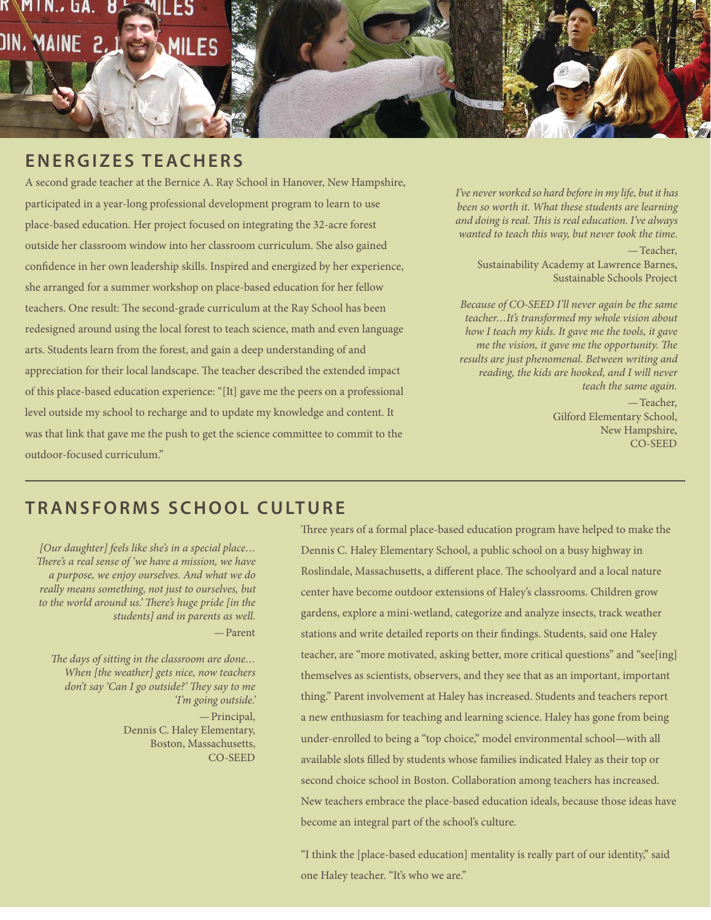## ENERGIZES TEACHERS

A second grade teacher at the Bernice A. Ray School in Hanover, New Hampshire, participated in a year-long professional development program to learn to use place-based education. Her project focused on integrating the 32-acre forest outside her classroom window into her classroom curriculum. She also gained confidence in her own leadership skills. Inspired and energized by her experience, she arranged for a summer workshop on place-based education for her fellow teachers. One result: The second-grade curriculum at the Ray School has been redesigned around using the local forest to teach science, math and even language arts. Students learn from the forest, and gain a deep understanding of and appreciation for their local landscape. The teacher described the extended impact of this place-based education experience: "[It] gave me the peers on a professional level outside my school to recharge and to update my knowledge and content. It was that link that gave me the push to get the science committee to commit to the outdoor-focused curriculum."

*I've never worked so hard before in my life, but it has been so worth it. What these students are learning and doing is real. This is real education. I've always wanted to teach this way, but never took the time.*

— Teacher,
Sustainability Academy at Lawrence Barnes,
Sustainable Schools Project

*Because of CO-SEED I'll never again be the same teacher…It's transformed my whole vision about how I teach my kids. It gave me the tools, it gave me the vision, it gave me the opportunity. The results are just phenomenal. Between writing and reading, the kids are hooked, and I will never teach the same again.*

— Teacher,
Gilford Elementary School,
New Hampshire,
CO-SEED

---

## TRANSFORMS SCHOOL CULTURE

*[Our daughter] feels like she's in a special place…There's a real sense of 'we have a mission, we have a purpose, we enjoy ourselves. And what we do really means something, not just to ourselves, but to the world around us.' There's huge pride [in the students] and in parents as well.*

— Parent

*The days of sitting in the classroom are done…When [the weather] gets nice, now teachers don't say 'Can I go outside?' They say to me 'I'm going outside.'*

— Principal,
Dennis C. Haley Elementary,
Boston, Massachusetts,
CO-SEED

Three years of a formal place-based education program have helped to make the Dennis C. Haley Elementary School, a public school on a busy highway in Roslindale, Massachusetts, a different place. The schoolyard and a local nature center have become outdoor extensions of Haley's classrooms. Children grow gardens, explore a mini-wetland, categorize and analyze insects, track weather stations and write detailed reports on their findings. Students, said one Haley teacher, are "more motivated, asking better, more critical questions" and "see[ing] themselves as scientists, observers, and they see that as an important, important thing." Parent involvement at Haley has increased. Students and teachers report a new enthusiasm for teaching and learning science. Haley has gone from being under-enrolled to being a "top choice," model environmental school—with all available slots filled by students whose families indicated Haley as their top or second choice school in Boston. Collaboration among teachers has increased. New teachers embrace the place-based education ideals, because those ideas have become an integral part of the school's culture.

"I think the [place-based education] mentality is really part of our identity," said one Haley teacher. "It's who we are."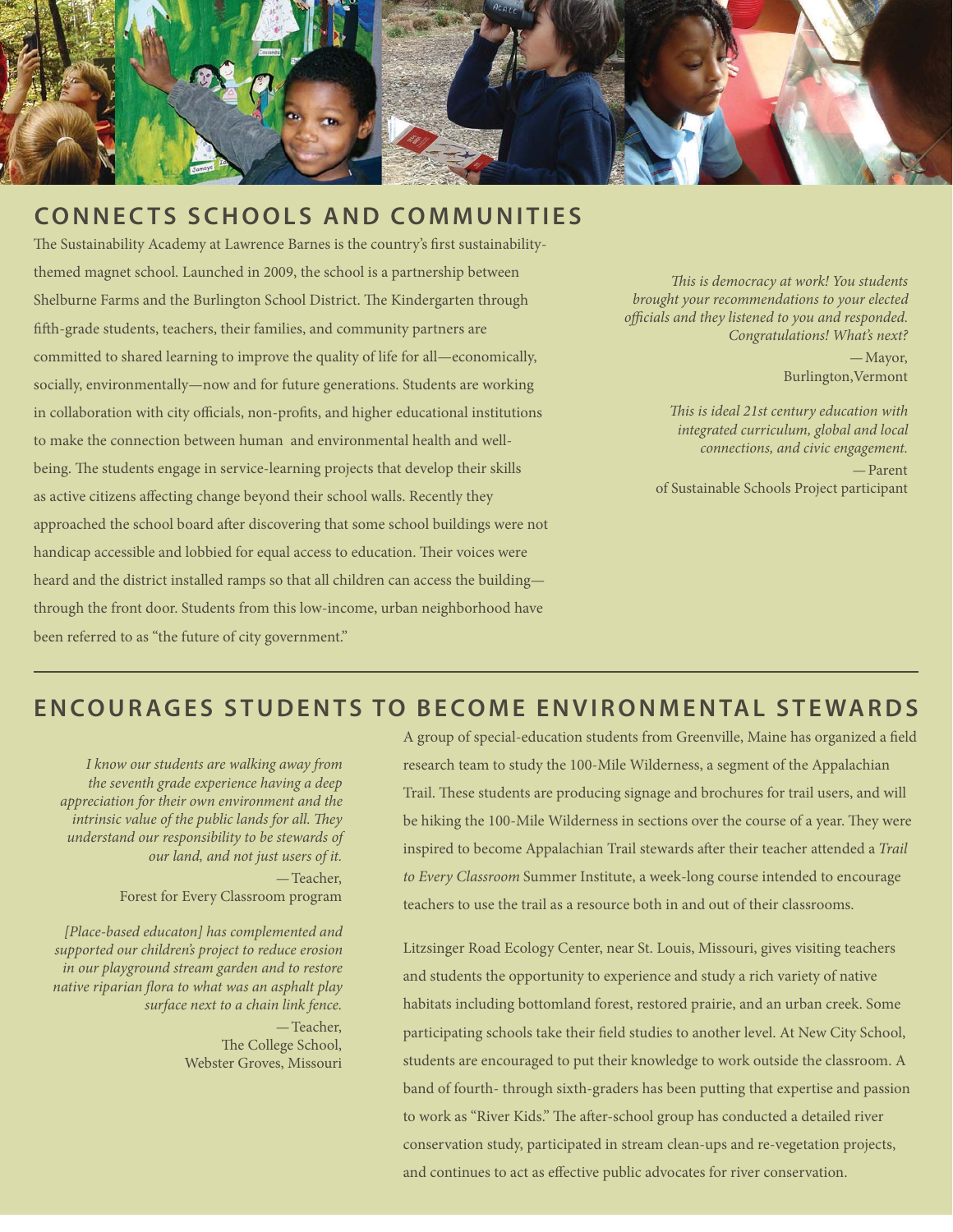## CONNECTS SCHOOLS AND COMMUNITIES

The Sustainability Academy at Lawrence Barnes is the country's first sustainability-themed magnet school. Launched in 2009, the school is a partnership between Shelburne Farms and the Burlington School District. The Kindergarten through fifth-grade students, teachers, their families, and community partners are committed to shared learning to improve the quality of life for all—economically, socially, environmentally—now and for future generations. Students are working in collaboration with city officials, non-profits, and higher educational institutions to make the connection between human and environmental health and well-being. The students engage in service-learning projects that develop their skills as active citizens affecting change beyond their school walls. Recently they approached the school board after discovering that some school buildings were not handicap accessible and lobbied for equal access to education. Their voices were heard and the district installed ramps so that all children can access the building—through the front door. Students from this low-income, urban neighborhood have been referred to as "the future of city government."

*This is democracy at work! You students brought your recommendations to your elected officials and they listened to you and responded. Congratulations! What's next?*

—Mayor,
Burlington, Vermont

*This is ideal 21st century education with integrated curriculum, global and local connections, and civic engagement.*

—Parent
of Sustainable Schools Project participant

---

## ENCOURAGES STUDENTS TO BECOME ENVIRONMENTAL STEWARDS

*I know our students are walking away from the seventh grade experience having a deep appreciation for their own environment and the intrinsic value of the public lands for all. They understand our responsibility to be stewards of our land, and not just users of it.*

—Teacher,
Forest for Every Classroom program

*[Place-based educaton] has complemented and supported our children's project to reduce erosion in our playground stream garden and to restore native riparian flora to what was an asphalt play surface next to a chain link fence.*

—Teacher,
The College School,
Webster Groves, Missouri

A group of special-education students from Greenville, Maine has organized a field research team to study the 100-Mile Wilderness, a segment of the Appalachian Trail. These students are producing signage and brochures for trail users, and will be hiking the 100-Mile Wilderness in sections over the course of a year. They were inspired to become Appalachian Trail stewards after their teacher attended a *Trail to Every Classroom* Summer Institute, a week-long course intended to encourage teachers to use the trail as a resource both in and out of their classrooms.

Litzsinger Road Ecology Center, near St. Louis, Missouri, gives visiting teachers and students the opportunity to experience and study a rich variety of native habitats including bottomland forest, restored prairie, and an urban creek. Some participating schools take their field studies to another level. At New City School, students are encouraged to put their knowledge to work outside the classroom. A band of fourth- through sixth-graders has been putting that expertise and passion to work as "River Kids." The after-school group has conducted a detailed river conservation study, participated in stream clean-ups and re-vegetation projects, and continues to act as effective public advocates for river conservation.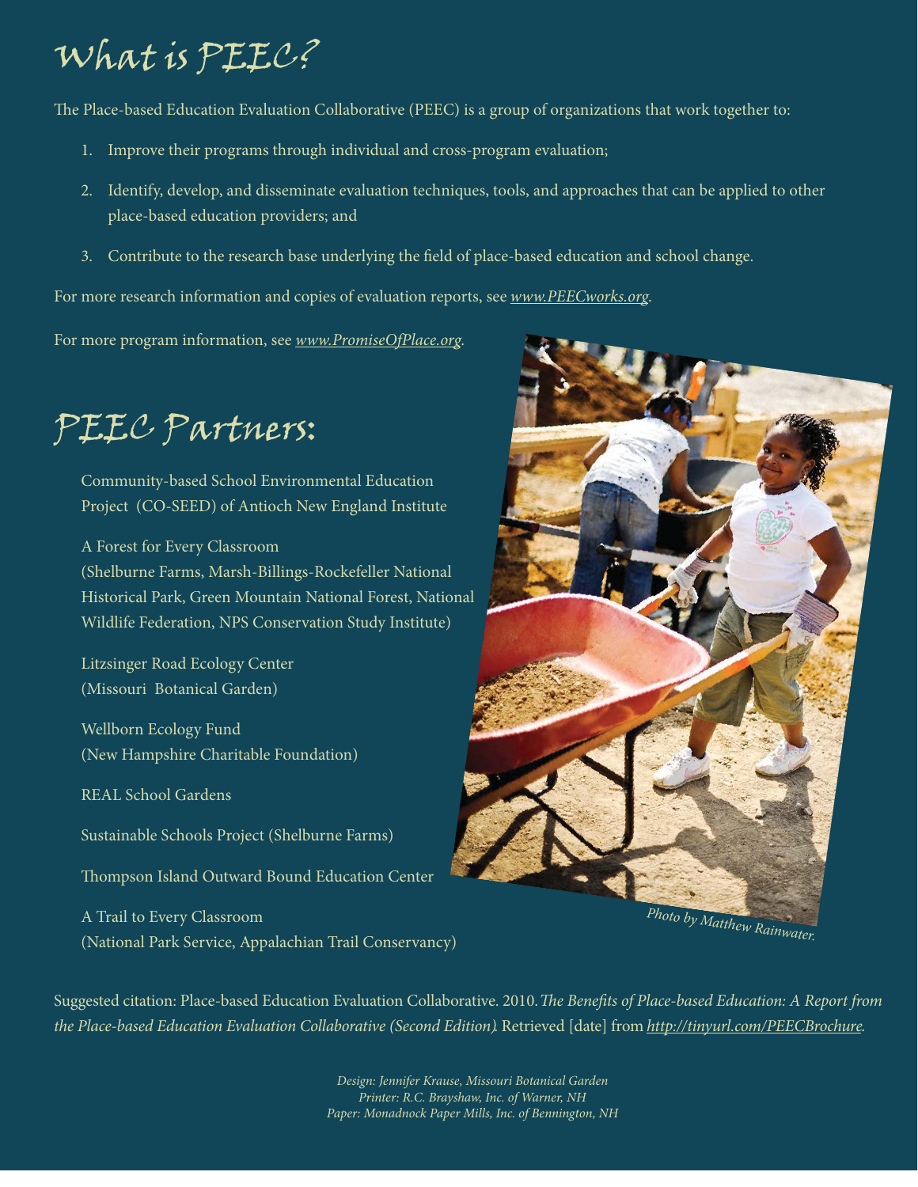# What is PEEC?

The Place-based Education Evaluation Collaborative (PEEC) is a group of organizations that work together to:

1. Improve their programs through individual and cross-program evaluation;
2. Identify, develop, and disseminate evaluation techniques, tools, and approaches that can be applied to other place-based education providers; and
3. Contribute to the research base underlying the field of place-based education and school change.

For more research information and copies of evaluation reports, see *www.PEECworks.org*.

For more program information, see *www.PromiseOfPlace.org*.

# PEEC Partners:

Community-based School Environmental Education Project (CO-SEED) of Antioch New England Institute

A Forest for Every Classroom
(Shelburne Farms, Marsh-Billings-Rockefeller National Historical Park, Green Mountain National Forest, National Wildlife Federation, NPS Conservation Study Institute)

Litzsinger Road Ecology Center
(Missouri Botanical Garden)

Wellborn Ecology Fund
(New Hampshire Charitable Foundation)

REAL School Gardens

Sustainable Schools Project (Shelburne Farms)

Thompson Island Outward Bound Education Center

A Trail to Every Classroom
(National Park Service, Appalachian Trail Conservancy)

*Photo by Matthew Rainwater.*

Suggested citation: Place-based Education Evaluation Collaborative. 2010. *The Benefits of Place-based Education: A Report from the Place-based Education Evaluation Collaborative (Second Edition).* Retrieved [date] from *http://tinyurl.com/PEECBrochure*.

*Design: Jennifer Krause, Missouri Botanical Garden*
*Printer: R.C. Brayshaw, Inc. of Warner, NH*
*Paper: Monadnock Paper Mills, Inc. of Bennington, NH*